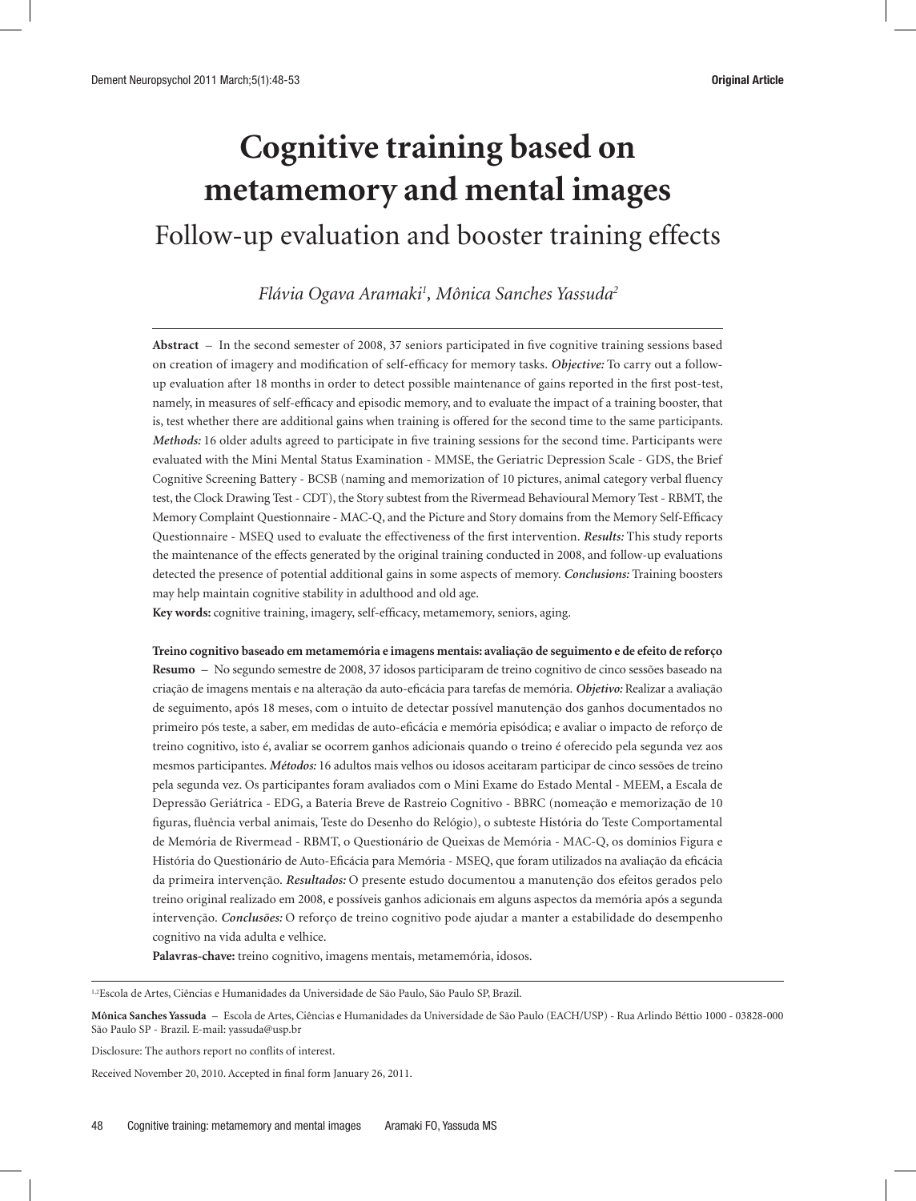Original Article

# Cognitive training based on metamemory and mental images

## Follow-up evaluation and booster training effects

*Flávia Ogava Aramaki[1], Mônica Sanches Yassuda[2]*

**Abstract** – In the second semester of 2008, 37 seniors participated in five cognitive training sessions based on creation of imagery and modification of self-efficacy for memory tasks. ***Objective:*** To carry out a follow-up evaluation after 18 months in order to detect possible maintenance of gains reported in the first post-test, namely, in measures of self-efficacy and episodic memory, and to evaluate the impact of a training booster, that is, test whether there are additional gains when training is offered for the second time to the same participants. ***Methods:*** 16 older adults agreed to participate in five training sessions for the second time. Participants were evaluated with the Mini Mental Status Examination - MMSE, the Geriatric Depression Scale - GDS, the Brief Cognitive Screening Battery - BCSB (naming and memorization of 10 pictures, animal category verbal fluency test, the Clock Drawing Test - CDT), the Story subtest from the Rivermead Behavioural Memory Test - RBMT, the Memory Complaint Questionnaire - MAC-Q, and the Picture and Story domains from the Memory Self-Efficacy Questionnaire - MSEQ used to evaluate the effectiveness of the first intervention. ***Results:*** This study reports the maintenance of the effects generated by the original training conducted in 2008, and follow-up evaluations detected the presence of potential additional gains in some aspects of memory. ***Conclusions:*** Training boosters may help maintain cognitive stability in adulthood and old age.

**Key words:** cognitive training, imagery, self-efficacy, metamemory, seniors, aging.

**Treino cognitivo baseado em metamemória e imagens mentais: avaliação de seguimento e de efeito de reforço**

**Resumo** – No segundo semestre de 2008, 37 idosos participaram de treino cognitivo de cinco sessões baseado na criação de imagens mentais e na alteração da auto-eficácia para tarefas de memória. ***Objetivo:*** Realizar a avaliação de seguimento, após 18 meses, com o intuito de detectar possível manutenção dos ganhos documentados no primeiro pós teste, a saber, em medidas de auto-eficácia e memória episódica; e avaliar o impacto de reforço de treino cognitivo, isto é, avaliar se ocorrem ganhos adicionais quando o treino é oferecido pela segunda vez aos mesmos participantes. ***Métodos:*** 16 adultos mais velhos ou idosos aceitaram participar de cinco sessões de treino pela segunda vez. Os participantes foram avaliados com o Mini Exame do Estado Mental - MEEM, a Escala de Depressão Geriátrica - EDG, a Bateria Breve de Rastreio Cognitivo - BBRC (nomeação e memorização de 10 figuras, fluência verbal animais, Teste do Desenho do Relógio), o subteste História do Teste Comportamental de Memória de Rivermead - RBMT, o Questionário de Queixas de Memória - MAC-Q, os domínios Figura e História do Questionário de Auto-Eficácia para Memória - MSEQ, que foram utilizados na avaliação da eficácia da primeira intervenção. ***Resultados:*** O presente estudo documentou a manutenção dos efeitos gerados pelo treino original realizado em 2008, e possíveis ganhos adicionais em alguns aspectos da memória após a segunda intervenção. ***Conclusões:*** O reforço de treino cognitivo pode ajudar a manter a estabilidade do desempenho cognitivo na vida adulta e velhice.

**Palavras-chave:** treino cognitivo, imagens mentais, metamemória, idosos.

[1,2]Escola de Artes, Ciências e Humanidades da Universidade de São Paulo, São Paulo SP, Brazil.

**Mônica Sanches Yassuda** – Escola de Artes, Ciências e Humanidades da Universidade de São Paulo (EACH/USP) - Rua Arlindo Béttio 1000 - 03828-000 São Paulo SP - Brazil. E-mail: yassuda@usp.br

Disclosure: The authors report no conflits of interest.

Received November 20, 2010. Accepted in final form January 26, 2011.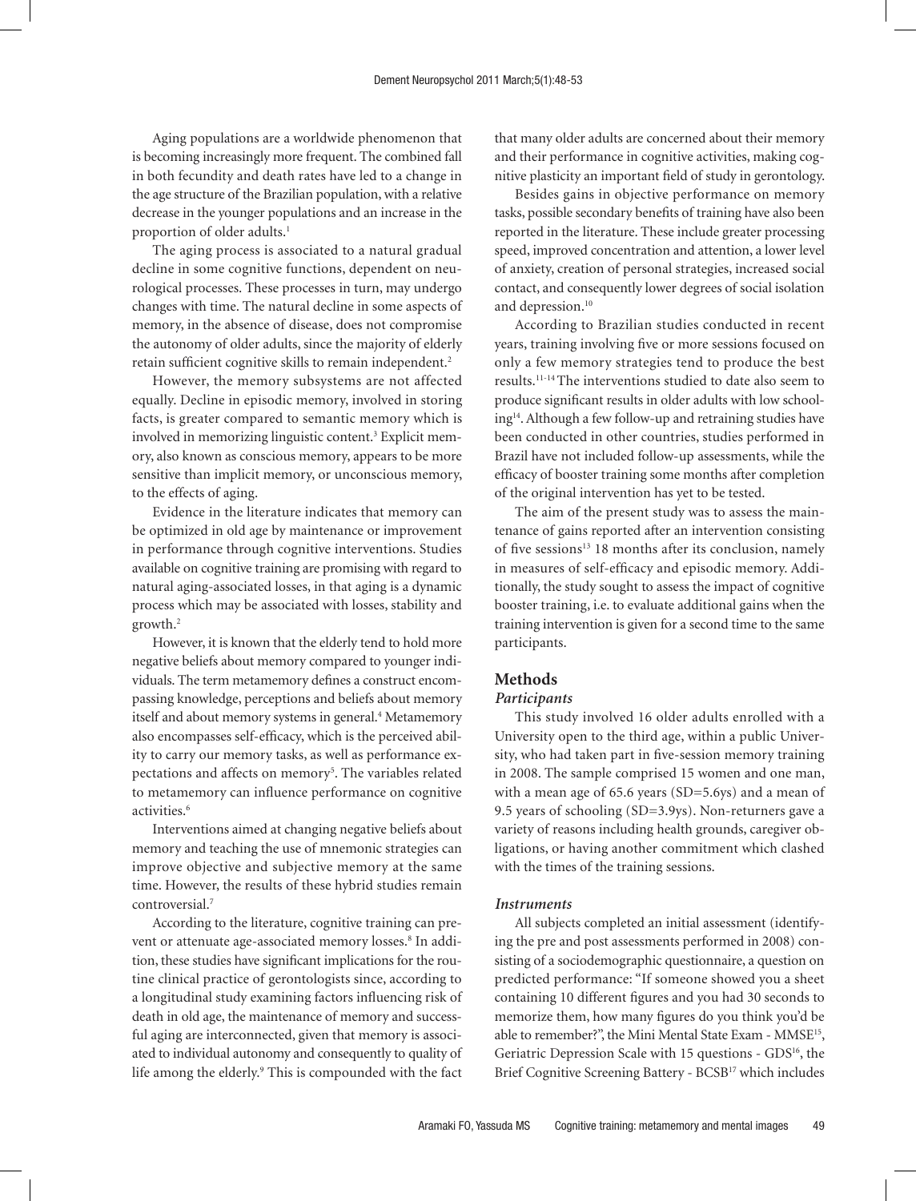Aging populations are a worldwide phenomenon that is becoming increasingly more frequent. The combined fall in both fecundity and death rates have led to a change in the age structure of the Brazilian population, with a relative decrease in the younger populations and an increase in the proportion of older adults.[1]

The aging process is associated to a natural gradual decline in some cognitive functions, dependent on neurological processes. These processes in turn, may undergo changes with time. The natural decline in some aspects of memory, in the absence of disease, does not compromise the autonomy of older adults, since the majority of elderly retain sufficient cognitive skills to remain independent.[2]

However, the memory subsystems are not affected equally. Decline in episodic memory, involved in storing facts, is greater compared to semantic memory which is involved in memorizing linguistic content.[3] Explicit memory, also known as conscious memory, appears to be more sensitive than implicit memory, or unconscious memory, to the effects of aging.

Evidence in the literature indicates that memory can be optimized in old age by maintenance or improvement in performance through cognitive interventions. Studies available on cognitive training are promising with regard to natural aging-associated losses, in that aging is a dynamic process which may be associated with losses, stability and growth.[2]

However, it is known that the elderly tend to hold more negative beliefs about memory compared to younger individuals. The term metamemory defines a construct encompassing knowledge, perceptions and beliefs about memory itself and about memory systems in general.[4] Metamemory also encompasses self-efficacy, which is the perceived ability to carry our memory tasks, as well as performance expectations and affects on memory[5]. The variables related to metamemory can influence performance on cognitive activities.[6]

Interventions aimed at changing negative beliefs about memory and teaching the use of mnemonic strategies can improve objective and subjective memory at the same time. However, the results of these hybrid studies remain controversial.[7]

According to the literature, cognitive training can prevent or attenuate age-associated memory losses.[8] In addition, these studies have significant implications for the routine clinical practice of gerontologists since, according to a longitudinal study examining factors influencing risk of death in old age, the maintenance of memory and successful aging are interconnected, given that memory is associated to individual autonomy and consequently to quality of life among the elderly.[9] This is compounded with the fact that many older adults are concerned about their memory and their performance in cognitive activities, making cognitive plasticity an important field of study in gerontology.

Besides gains in objective performance on memory tasks, possible secondary benefits of training have also been reported in the literature. These include greater processing speed, improved concentration and attention, a lower level of anxiety, creation of personal strategies, increased social contact, and consequently lower degrees of social isolation and depression.[10]

According to Brazilian studies conducted in recent years, training involving five or more sessions focused on only a few memory strategies tend to produce the best results.[11-14] The interventions studied to date also seem to produce significant results in older adults with low schooling[14]. Although a few follow-up and retraining studies have been conducted in other countries, studies performed in Brazil have not included follow-up assessments, while the efficacy of booster training some months after completion of the original intervention has yet to be tested.

The aim of the present study was to assess the maintenance of gains reported after an intervention consisting of five sessions[13] 18 months after its conclusion, namely in measures of self-efficacy and episodic memory. Additionally, the study sought to assess the impact of cognitive booster training, i.e. to evaluate additional gains when the training intervention is given for a second time to the same participants.

## Methods

### *Participants*

This study involved 16 older adults enrolled with a University open to the third age, within a public University, who had taken part in five-session memory training in 2008. The sample comprised 15 women and one man, with a mean age of 65.6 years (SD=5.6ys) and a mean of 9.5 years of schooling (SD=3.9ys). Non-returners gave a variety of reasons including health grounds, caregiver obligations, or having another commitment which clashed with the times of the training sessions.

### *Instruments*

All subjects completed an initial assessment (identifying the pre and post assessments performed in 2008) consisting of a sociodemographic questionnaire, a question on predicted performance: "If someone showed you a sheet containing 10 different figures and you had 30 seconds to memorize them, how many figures do you think you'd be able to remember?", the Mini Mental State Exam - MMSE[15], Geriatric Depression Scale with 15 questions - GDS[16], the Brief Cognitive Screening Battery - BCSB[17] which includes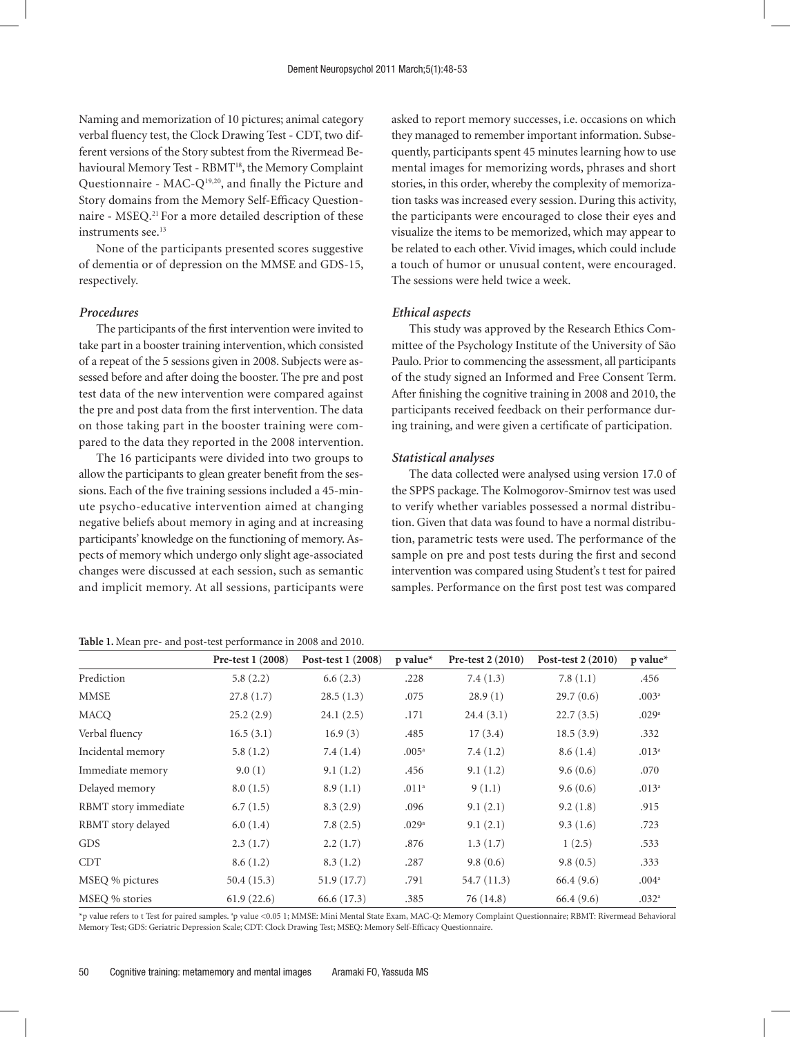Naming and memorization of 10 pictures; animal category verbal fluency test, the Clock Drawing Test - CDT, two different versions of the Story subtest from the Rivermead Behavioural Memory Test - RBMT[18], the Memory Complaint Questionnaire - MAC-Q[19,20], and finally the Picture and Story domains from the Memory Self-Efficacy Questionnaire - MSEQ.[21] For a more detailed description of these instruments see.[13]

None of the participants presented scores suggestive of dementia or of depression on the MMSE and GDS-15, respectively.

### *Procedures*

The participants of the first intervention were invited to take part in a booster training intervention, which consisted of a repeat of the 5 sessions given in 2008. Subjects were assessed before and after doing the booster. The pre and post test data of the new intervention were compared against the pre and post data from the first intervention. The data on those taking part in the booster training were compared to the data they reported in the 2008 intervention.

The 16 participants were divided into two groups to allow the participants to glean greater benefit from the sessions. Each of the five training sessions included a 45-minute psycho-educative intervention aimed at changing negative beliefs about memory in aging and at increasing participants' knowledge on the functioning of memory. Aspects of memory which undergo only slight age-associated changes were discussed at each session, such as semantic and implicit memory. At all sessions, participants were asked to report memory successes, i.e. occasions on which they managed to remember important information. Subsequently, participants spent 45 minutes learning how to use mental images for memorizing words, phrases and short stories, in this order, whereby the complexity of memorization tasks was increased every session. During this activity, the participants were encouraged to close their eyes and visualize the items to be memorized, which may appear to be related to each other. Vivid images, which could include a touch of humor or unusual content, were encouraged. The sessions were held twice a week.

### *Ethical aspects*

This study was approved by the Research Ethics Committee of the Psychology Institute of the University of São Paulo. Prior to commencing the assessment, all participants of the study signed an Informed and Free Consent Term. After finishing the cognitive training in 2008 and 2010, the participants received feedback on their performance during training, and were given a certificate of participation.

### *Statistical analyses*

The data collected were analysed using version 17.0 of the SPPS package. The Kolmogorov-Smirnov test was used to verify whether variables possessed a normal distribution. Given that data was found to have a normal distribution, parametric tests were used. The performance of the sample on pre and post tests during the first and second intervention was compared using Student's t test for paired samples. Performance on the first post test was compared

**Table 1.** Mean pre- and post-test performance in 2008 and 2010.

| | Pre-test 1 (2008) | Post-test 1 (2008) | p value* | Pre-test 2 (2010) | Post-test 2 (2010) | p value* |
|---|---|---|---|---|---|---|
| Prediction | 5.8 (2.2) | 6.6 (2.3) | .228 | 7.4 (1.3) | 7.8 (1.1) | .456 |
| MMSE | 27.8 (1.7) | 28.5 (1.3) | .075 | 28.9 (1) | 29.7 (0.6) | .003[a] |
| MACQ | 25.2 (2.9) | 24.1 (2.5) | .171 | 24.4 (3.1) | 22.7 (3.5) | .029[a] |
| Verbal fluency | 16.5 (3.1) | 16.9 (3) | .485 | 17 (3.4) | 18.5 (3.9) | .332 |
| Incidental memory | 5.8 (1.2) | 7.4 (1.4) | .005[a] | 7.4 (1.2) | 8.6 (1.4) | .013[a] |
| Immediate memory | 9.0 (1) | 9.1 (1.2) | .456 | 9.1 (1.2) | 9.6 (0.6) | .070 |
| Delayed memory | 8.0 (1.5) | 8.9 (1.1) | .011[a] | 9 (1.1) | 9.6 (0.6) | .013[a] |
| RBMT story immediate | 6.7 (1.5) | 8.3 (2.9) | .096 | 9.1 (2.1) | 9.2 (1.8) | .915 |
| RBMT story delayed | 6.0 (1.4) | 7.8 (2.5) | .029[a] | 9.1 (2.1) | 9.3 (1.6) | .723 |
| GDS | 2.3 (1.7) | 2.2 (1.7) | .876 | 1.3 (1.7) | 1 (2.5) | .533 |
| CDT | 8.6 (1.2) | 8.3 (1.2) | .287 | 9.8 (0.6) | 9.8 (0.5) | .333 |
| MSEQ % pictures | 50.4 (15.3) | 51.9 (17.7) | .791 | 54.7 (11.3) | 66.4 (9.6) | .004[a] |
| MSEQ % stories | 61.9 (22.6) | 66.6 (17.3) | .385 | 76 (14.8) | 66.4 (9.6) | .032[a] |

*p value refers to t Test for paired samples. [a]p value <0.05 1; MMSE: Mini Mental State Exam, MAC-Q: Memory Complaint Questionnaire; RBMT: Rivermead Behavioral Memory Test; GDS: Geriatric Depression Scale; CDT: Clock Drawing Test; MSEQ: Memory Self-Efficacy Questionnaire.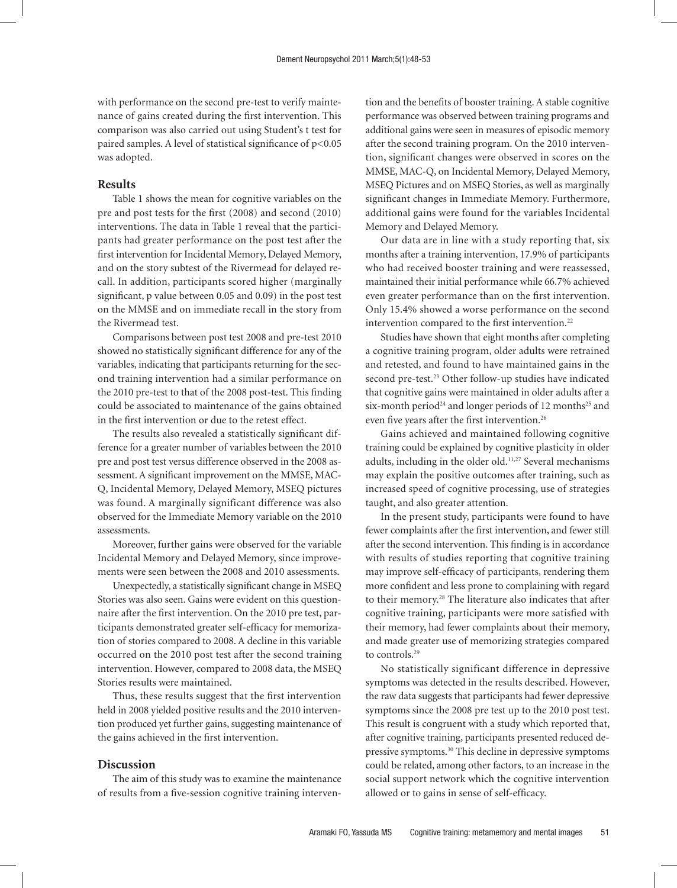with performance on the second pre-test to verify maintenance of gains created during the first intervention. This comparison was also carried out using Student's t test for paired samples. A level of statistical significance of $p<0.05$ was adopted.

## Results

Table 1 shows the mean for cognitive variables on the pre and post tests for the first (2008) and second (2010) interventions. The data in Table 1 reveal that the participants had greater performance on the post test after the first intervention for Incidental Memory, Delayed Memory, and on the story subtest of the Rivermead for delayed recall. In addition, participants scored higher (marginally significant, p value between 0.05 and 0.09) in the post test on the MMSE and on immediate recall in the story from the Rivermead test.

Comparisons between post test 2008 and pre-test 2010 showed no statistically significant difference for any of the variables, indicating that participants returning for the second training intervention had a similar performance on the 2010 pre-test to that of the 2008 post-test. This finding could be associated to maintenance of the gains obtained in the first intervention or due to the retest effect.

The results also revealed a statistically significant difference for a greater number of variables between the 2010 pre and post test versus difference observed in the 2008 assessment. A significant improvement on the MMSE, MAC-Q, Incidental Memory, Delayed Memory, MSEQ pictures was found. A marginally significant difference was also observed for the Immediate Memory variable on the 2010 assessments.

Moreover, further gains were observed for the variable Incidental Memory and Delayed Memory, since improvements were seen between the 2008 and 2010 assessments.

Unexpectedly, a statistically significant change in MSEQ Stories was also seen. Gains were evident on this questionnaire after the first intervention. On the 2010 pre test, participants demonstrated greater self-efficacy for memorization of stories compared to 2008. A decline in this variable occurred on the 2010 post test after the second training intervention. However, compared to 2008 data, the MSEQ Stories results were maintained.

Thus, these results suggest that the first intervention held in 2008 yielded positive results and the 2010 intervention produced yet further gains, suggesting maintenance of the gains achieved in the first intervention.

## Discussion

The aim of this study was to examine the maintenance of results from a five-session cognitive training intervention and the benefits of booster training. A stable cognitive performance was observed between training programs and additional gains were seen in measures of episodic memory after the second training program. On the 2010 intervention, significant changes were observed in scores on the MMSE, MAC-Q, on Incidental Memory, Delayed Memory, MSEQ Pictures and on MSEQ Stories, as well as marginally significant changes in Immediate Memory. Furthermore, additional gains were found for the variables Incidental Memory and Delayed Memory.

Our data are in line with a study reporting that, six months after a training intervention, 17.9% of participants who had received booster training and were reassessed, maintained their initial performance while 66.7% achieved even greater performance than on the first intervention. Only 15.4% showed a worse performance on the second intervention compared to the first intervention.[22]

Studies have shown that eight months after completing a cognitive training program, older adults were retrained and retested, and found to have maintained gains in the second pre-test.[23] Other follow-up studies have indicated that cognitive gains were maintained in older adults after a six-month period[24] and longer periods of 12 months[25] and even five years after the first intervention.[26]

Gains achieved and maintained following cognitive training could be explained by cognitive plasticity in older adults, including in the older old.[11,27] Several mechanisms may explain the positive outcomes after training, such as increased speed of cognitive processing, use of strategies taught, and also greater attention.

In the present study, participants were found to have fewer complaints after the first intervention, and fewer still after the second intervention. This finding is in accordance with results of studies reporting that cognitive training may improve self-efficacy of participants, rendering them more confident and less prone to complaining with regard to their memory.[28] The literature also indicates that after cognitive training, participants were more satisfied with their memory, had fewer complaints about their memory, and made greater use of memorizing strategies compared to controls.[29]

No statistically significant difference in depressive symptoms was detected in the results described. However, the raw data suggests that participants had fewer depressive symptoms since the 2008 pre test up to the 2010 post test. This result is congruent with a study which reported that, after cognitive training, participants presented reduced depressive symptoms.[30] This decline in depressive symptoms could be related, among other factors, to an increase in the social support network which the cognitive intervention allowed or to gains in sense of self-efficacy.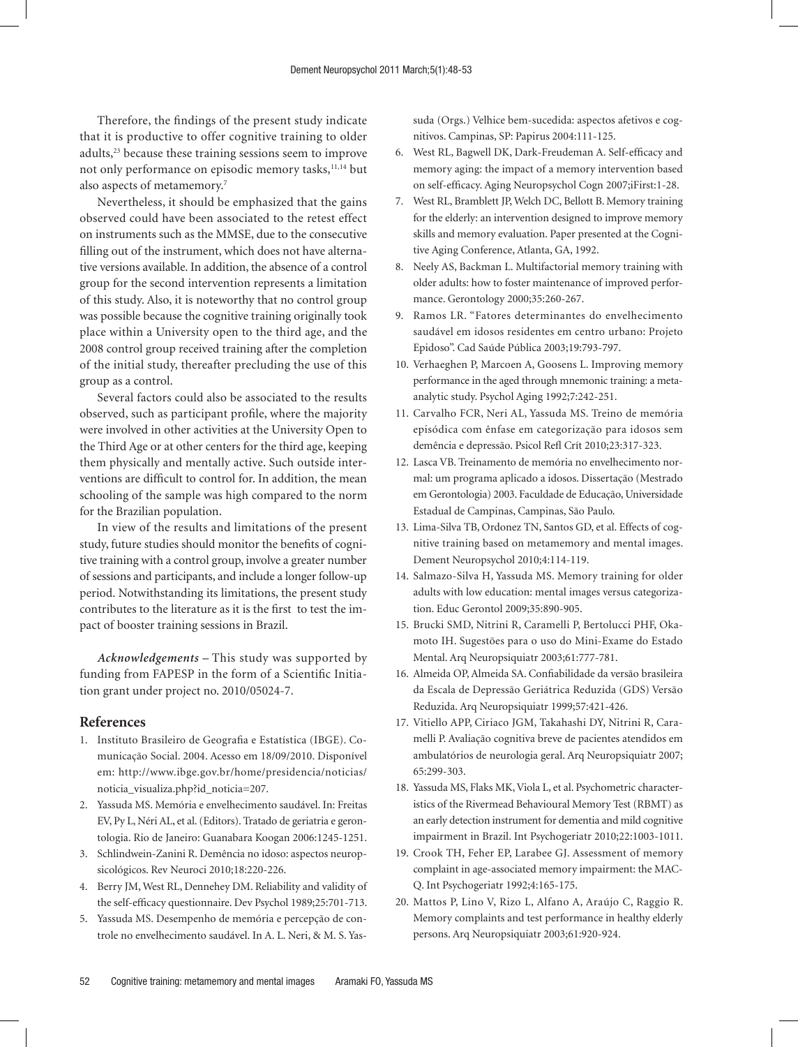Therefore, the findings of the present study indicate that it is productive to offer cognitive training to older adults,[23] because these training sessions seem to improve not only performance on episodic memory tasks,[11,14] but also aspects of metamemory.[7]

Nevertheless, it should be emphasized that the gains observed could have been associated to the retest effect on instruments such as the MMSE, due to the consecutive filling out of the instrument, which does not have alternative versions available. In addition, the absence of a control group for the second intervention represents a limitation of this study. Also, it is noteworthy that no control group was possible because the cognitive training originally took place within a University open to the third age, and the 2008 control group received training after the completion of the initial study, thereafter precluding the use of this group as a control.

Several factors could also be associated to the results observed, such as participant profile, where the majority were involved in other activities at the University Open to the Third Age or at other centers for the third age, keeping them physically and mentally active. Such outside interventions are difficult to control for. In addition, the mean schooling of the sample was high compared to the norm for the Brazilian population.

In view of the results and limitations of the present study, future studies should monitor the benefits of cognitive training with a control group, involve a greater number of sessions and participants, and include a longer follow-up period. Notwithstanding its limitations, the present study contributes to the literature as it is the first to test the impact of booster training sessions in Brazil.

***Acknowledgements*** – This study was supported by funding from FAPESP in the form of a Scientific Initiation grant under project no. 2010/05024-7.

## References

1. Instituto Brasileiro de Geografia e Estatística (IBGE). Comunicação Social. 2004. Acesso em 18/09/2010. Disponível em: http://www.ibge.gov.br/home/presidencia/noticias/noticia_visualiza.php?id_noticia=207.
2. Yassuda MS. Memória e envelhecimento saudável. In: Freitas EV, Py L, Néri AL, et al. (Editors). Tratado de geriatria e gerontologia. Rio de Janeiro: Guanabara Koogan 2006:1245-1251.
3. Schlindwein-Zanini R. Demência no idoso: aspectos neuropsicológicos. Rev Neuroci 2010;18:220-226.
4. Berry JM, West RL, Dennehey DM. Reliability and validity of the self-efficacy questionnaire. Dev Psychol 1989;25:701-713.
5. Yassuda MS. Desempenho de memória e percepção de controle no envelhecimento saudável. In A. L. Neri, & M. S. Yassuda (Orgs.) Velhice bem-sucedida: aspectos afetivos e cognitivos. Campinas, SP: Papirus 2004:111-125.
6. West RL, Bagwell DK, Dark-Freudeman A. Self-efficacy and memory aging: the impact of a memory intervention based on self-efficacy. Aging Neuropsychol Cogn 2007;iFirst:1-28.
7. West RL, Bramblett JP, Welch DC, Bellott B. Memory training for the elderly: an intervention designed to improve memory skills and memory evaluation. Paper presented at the Cognitive Aging Conference, Atlanta, GA, 1992.
8. Neely AS, Backman L. Multifactorial memory training with older adults: how to foster maintenance of improved performance. Gerontology 2000;35:260-267.
9. Ramos LR. "Fatores determinantes do envelhecimento saudável em idosos residentes em centro urbano: Projeto Epidoso". Cad Saúde Pública 2003;19:793-797.
10. Verhaeghen P, Marcoen A, Goosens L. Improving memory performance in the aged through mnemonic training: a meta-analytic study. Psychol Aging 1992;7:242-251.
11. Carvalho FCR, Neri AL, Yassuda MS. Treino de memória episódica com ênfase em categorização para idosos sem demência e depressão. Psicol Refl Crít 2010;23:317-323.
12. Lasca VB. Treinamento de memória no envelhecimento normal: um programa aplicado a idosos. Dissertação (Mestrado em Gerontologia) 2003. Faculdade de Educação, Universidade Estadual de Campinas, Campinas, São Paulo.
13. Lima-Silva TB, Ordonez TN, Santos GD, et al. Effects of cognitive training based on metamemory and mental images. Dement Neuropsychol 2010;4:114-119.
14. Salmazo-Silva H, Yassuda MS. Memory training for older adults with low education: mental images versus categorization. Educ Gerontol 2009;35:890-905.
15. Brucki SMD, Nitrini R, Caramelli P, Bertolucci PHF, Okamoto IH. Sugestões para o uso do Mini-Exame do Estado Mental. Arq Neuropsiquiatr 2003;61:777-781.
16. Almeida OP, Almeida SA. Confiabilidade da versão brasileira da Escala de Depressão Geriátrica Reduzida (GDS) Versão Reduzida. Arq Neuropsiquiatr 1999;57:421-426.
17. Vitiello APP, Ciriaco JGM, Takahashi DY, Nitrini R, Caramelli P. Avaliação cognitiva breve de pacientes atendidos em ambulatórios de neurologia geral. Arq Neuropsiquiatr 2007;65:299-303.
18. Yassuda MS, Flaks MK, Viola L, et al. Psychometric characteristics of the Rivermead Behavioural Memory Test (RBMT) as an early detection instrument for dementia and mild cognitive impairment in Brazil. Int Psychogeriatr 2010;22:1003-1011.
19. Crook TH, Feher EP, Larabee GJ. Assessment of memory complaint in age-associated memory impairment: the MAC-Q. Int Psychogeriatr 1992;4:165-175.
20. Mattos P, Lino V, Rizo L, Alfano A, Araújo C, Raggio R. Memory complaints and test performance in healthy elderly persons. Arq Neuropsiquiatr 2003;61:920-924.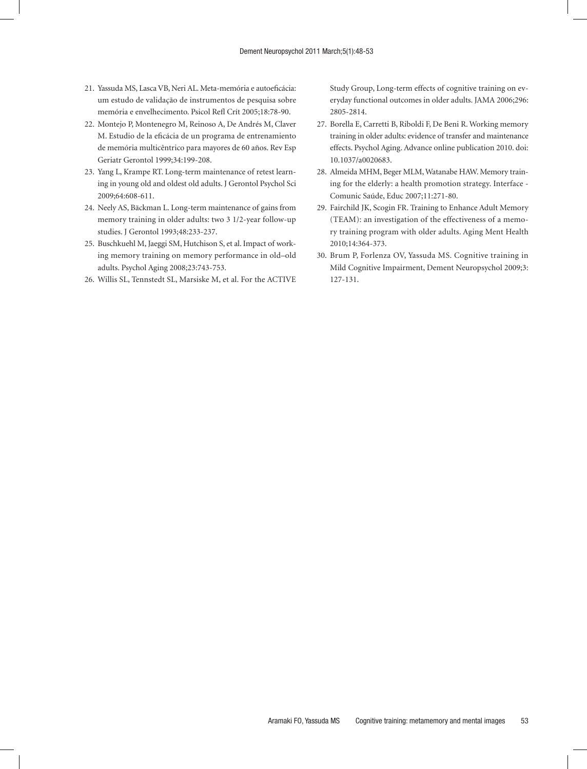21. Yassuda MS, Lasca VB, Neri AL. Meta-memória e autoeficácia: um estudo de validação de instrumentos de pesquisa sobre memória e envelhecimento. Psicol Refl Crít 2005;18:78-90.
22. Montejo P, Montenegro M, Reinoso A, De Andrés M, Claver M. Estudio de la eficácia de un programa de entrenamiento de memória multicêntrico para mayores de 60 años. Rev Esp Geriatr Gerontol 1999;34:199-208.
23. Yang L, Krampe RT. Long-term maintenance of retest learning in young old and oldest old adults. J Gerontol Psychol Sci 2009;64:608-611.
24. Neely AS, Bäckman L. Long-term maintenance of gains from memory training in older adults: two 3 1/2-year follow-up studies. J Gerontol 1993;48:233-237.
25. Buschkuehl M, Jaeggi SM, Hutchison S, et al. Impact of working memory training on memory performance in old–old adults. Psychol Aging 2008;23:743-753.
26. Willis SL, Tennstedt SL, Marsiske M, et al. For the ACTIVE Study Group, Long-term effects of cognitive training on everyday functional outcomes in older adults. JAMA 2006;296: 2805-2814.
27. Borella E, Carretti B, Riboldi F, De Beni R. Working memory training in older adults: evidence of transfer and maintenance effects. Psychol Aging. Advance online publication 2010. doi: 10.1037/a0020683.
28. Almeida MHM, Beger MLM, Watanabe HAW. Memory training for the elderly: a health promotion strategy. Interface - Comunic Saúde, Educ 2007;11:271-80.
29. Fairchild JK, Scogin FR. Training to Enhance Adult Memory (TEAM): an investigation of the effectiveness of a memory training program with older adults. Aging Ment Health 2010;14:364-373.
30. Brum P, Forlenza OV, Yassuda MS. Cognitive training in Mild Cognitive Impairment, Dement Neuropsychol 2009;3: 127-131.